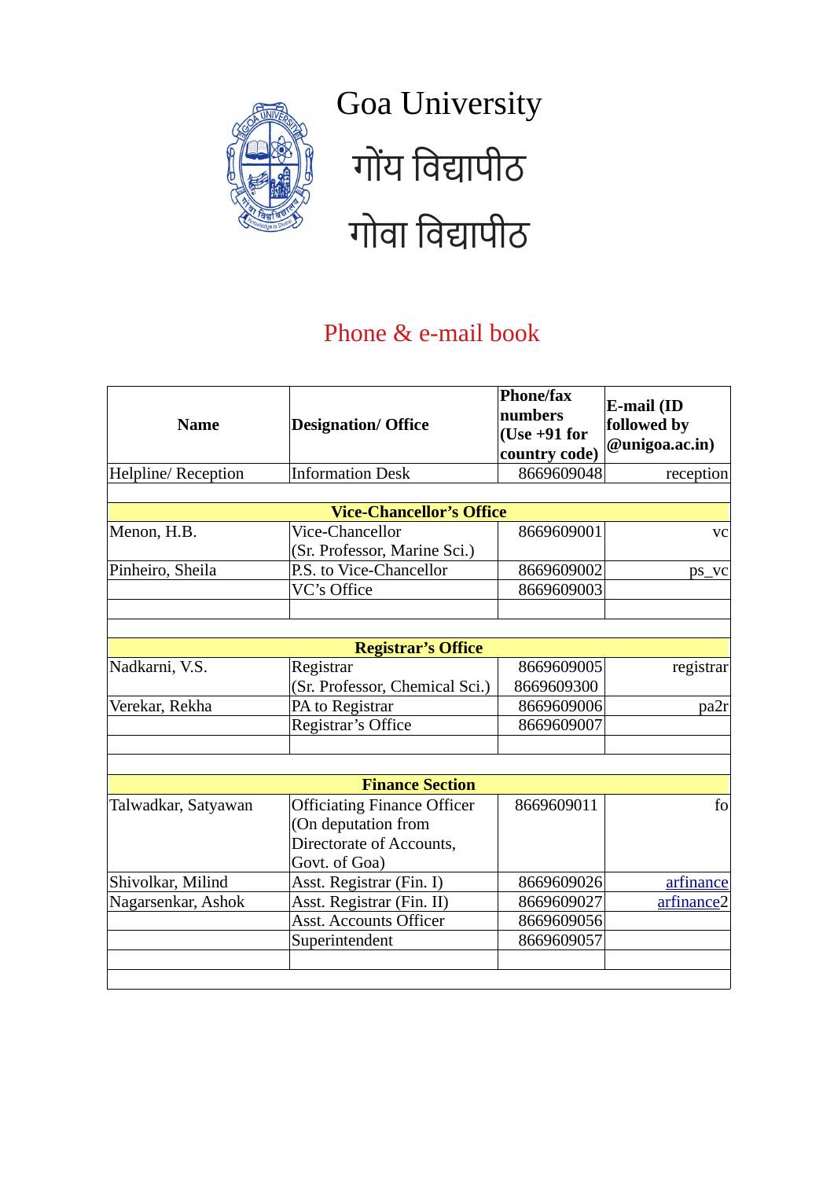# Goa University

# गोंय विद्यापीठ

# गोवा विद्यापीठ

## Phone & e-mail book

| Name | Designation/ Office | Phone/fax numbers (Use +91 for country code) | E-mail (ID followed by @unigoa.ac.in) |
|---|---|---|---|
| Helpline/ Reception | Information Desk | 8669609048 | reception |
| | | | |
| **Vice-Chancellor's Office** | | | |
| Menon, H.B. | Vice-Chancellor (Sr. Professor, Marine Sci.) | 8669609001 | vc |
| Pinheiro, Sheila | P.S. to Vice-Chancellor | 8669609002 | ps_vc |
| | VC's Office | 8669609003 | |
| | | | |
| | | | |
| **Registrar's Office** | | | |
| Nadkarni, V.S. | Registrar (Sr. Professor, Chemical Sci.) | 8669609005 8669609300 | registrar |
| Verekar, Rekha | PA to Registrar | 8669609006 | pa2r |
| | Registrar's Office | 8669609007 | |
| | | | |
| | | | |
| **Finance Section** | | | |
| Talwadkar, Satyawan | Officiating Finance Officer (On deputation from Directorate of Accounts, Govt. of Goa) | 8669609011 | fo |
| Shivolkar, Milind | Asst. Registrar (Fin. I) | 8669609026 | arfinance |
| Nagarsenkar, Ashok | Asst. Registrar (Fin. II) | 8669609027 | arfinance2 |
| | Asst. Accounts Officer | 8669609056 | |
| | Superintendent | 8669609057 | |
| | | | |
| | | | |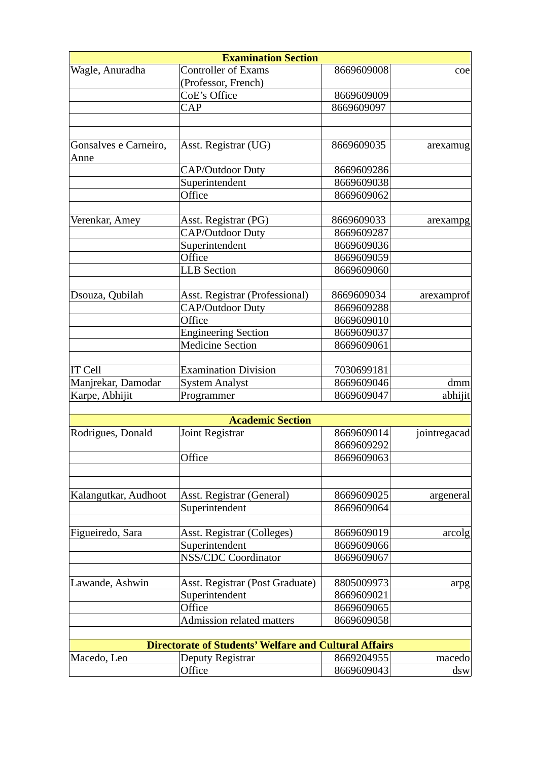| Examination Section | | | |
|---|---|---|---|
| Wagle, Anuradha | Controller of Exams (Professor, French) | 8669609008 | coe |
| | CoE's Office | 8669609009 | |
| | CAP | 8669609097 | |
| | | | |
| | | | |
| Gonsalves e Carneiro, Anne | Asst. Registrar (UG) | 8669609035 | arexamug |
| | CAP/Outdoor Duty | 8669609286 | |
| | Superintendent | 8669609038 | |
| | Office | 8669609062 | |
| | | | |
| Verenkar, Amey | Asst. Registrar (PG) | 8669609033 | arexampg |
| | CAP/Outdoor Duty | 8669609287 | |
| | Superintendent | 8669609036 | |
| | Office | 8669609059 | |
| | LLB Section | 8669609060 | |
| | | | |
| Dsouza, Qubilah | Asst. Registrar (Professional) | 8669609034 | arexamprof |
| | CAP/Outdoor Duty | 8669609288 | |
| | Office | 8669609010 | |
| | Engineering Section | 8669609037 | |
| | Medicine Section | 8669609061 | |
| | | | |
| IT Cell | Examination Division | 7030699181 | |
| Manjrekar, Damodar | System Analyst | 8669609046 | dmm |
| Karpe, Abhijit | Programmer | 8669609047 | abhijit |
| | | | |
| **Academic Section** | | | |
| Rodrigues, Donald | Joint Registrar | 8669609014 8669609292 | jointregacad |
| | Office | 8669609063 | |
| | | | |
| | | | |
| Kalangutkar, Audhoot | Asst. Registrar (General) | 8669609025 | argeneral |
| | Superintendent | 8669609064 | |
| | | | |
| Figueiredo, Sara | Asst. Registrar (Colleges) | 8669609019 | arcolg |
| | Superintendent | 8669609066 | |
| | NSS/CDC Coordinator | 8669609067 | |
| | | | |
| Lawande, Ashwin | Asst. Registrar (Post Graduate) | 8805009973 | arpg |
| | Superintendent | 8669609021 | |
| | Office | 8669609065 | |
| | Admission related matters | 8669609058 | |
| | | | |
| **Directorate of Students' Welfare and Cultural Affairs** | | | |
| Macedo, Leo | Deputy Registrar | 8669204955 | macedo |
| | Office | 8669609043 | dsw |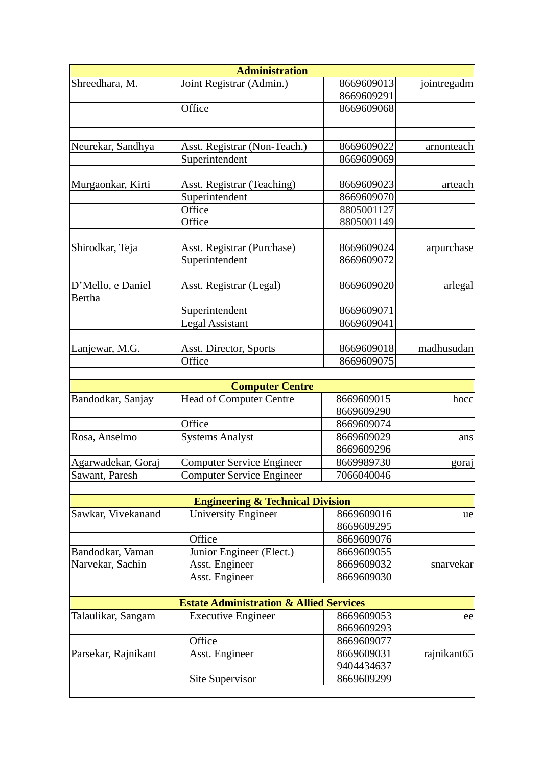| Administration | | | |
|---|---|---|---|
| Shreedhara, M. | Joint Registrar (Admin.) | 8669609013 8669609291 | jointregadm |
| | Office | 8669609068 | |
| | | | |
| | | | |
| Neurekar, Sandhya | Asst. Registrar (Non-Teach.) | 8669609022 | arnonteach |
| | Superintendent | 8669609069 | |
| | | | |
| Murgaonkar, Kirti | Asst. Registrar (Teaching) | 8669609023 | arteach |
| | Superintendent | 8669609070 | |
| | Office | 8805001127 | |
| | Office | 8805001149 | |
| | | | |
| Shirodkar, Teja | Asst. Registrar (Purchase) | 8669609024 | arpurchase |
| | Superintendent | 8669609072 | |
| | | | |
| D'Mello, e Daniel Bertha | Asst. Registrar (Legal) | 8669609020 | arlegal |
| | Superintendent | 8669609071 | |
| | Legal Assistant | 8669609041 | |
| | | | |
| Lanjewar, M.G. | Asst. Director, Sports | 8669609018 | madhusudan |
| | Office | 8669609075 | |
| | | | |
| **Computer Centre** | | | |
| Bandodkar, Sanjay | Head of Computer Centre | 8669609015 8669609290 | hocc |
| | Office | 8669609074 | |
| Rosa, Anselmo | Systems Analyst | 8669609029 8669609296 | ans |
| Agarwadekar, Goraj | Computer Service Engineer | 8669989730 | goraj |
| Sawant, Paresh | Computer Service Engineer | 7066040046 | |
| | | | |
| **Engineering & Technical Division** | | | |
| Sawkar, Vivekanand | University Engineer | 8669609016 8669609295 | ue |
| | Office | 8669609076 | |
| Bandodkar, Vaman | Junior Engineer (Elect.) | 8669609055 | |
| Narvekar, Sachin | Asst. Engineer | 8669609032 | snarvekar |
| | Asst. Engineer | 8669609030 | |
| | | | |
| **Estate Administration & Allied Services** | | | |
| Talaulikar, Sangam | Executive Engineer | 8669609053 8669609293 | ee |
| | Office | 8669609077 | |
| Parsekar, Rajnikant | Asst. Engineer | 8669609031 9404434637 | rajnikant65 |
| | Site Supervisor | 8669609299 | |
| | | | |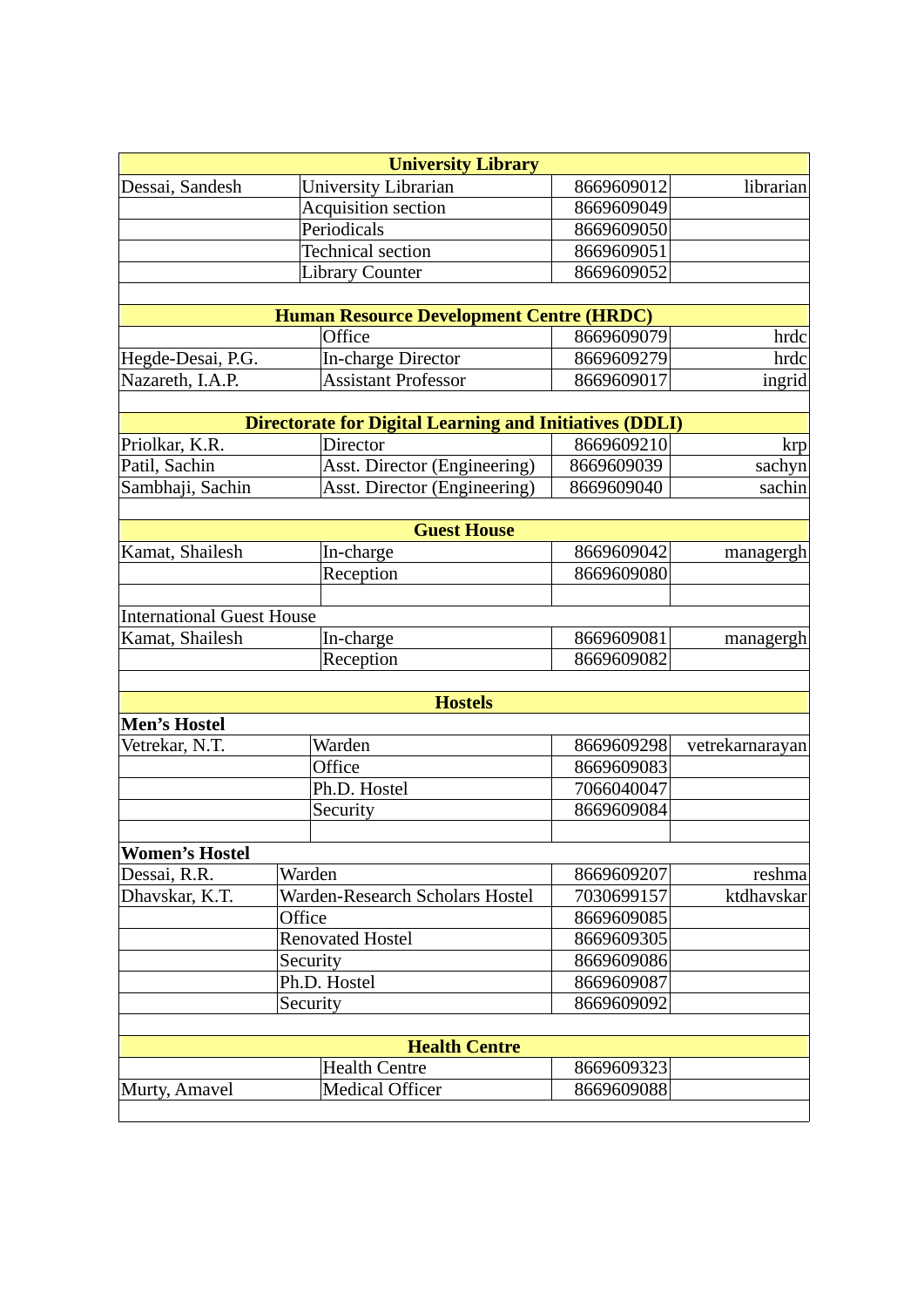| University Library | | | |
|---|---|---|---|
| Dessai, Sandesh | University Librarian | 8669609012 | librarian |
| | Acquisition section | 8669609049 | |
| | Periodicals | 8669609050 | |
| | Technical section | 8669609051 | |
| | Library Counter | 8669609052 | |
| | | | |
| **Human Resource Development Centre (HRDC)** | | | |
| | Office | 8669609079 | hrdc |
| Hegde-Desai, P.G. | In-charge Director | 8669609279 | hrdc |
| Nazareth, I.A.P. | Assistant Professor | 8669609017 | ingrid |
| | | | |
| **Directorate for Digital Learning and Initiatives (DDLI)** | | | |
| Priolkar, K.R. | Director | 8669609210 | krp |
| Patil, Sachin | Asst. Director (Engineering) | 8669609039 | sachyn |
| Sambhaji, Sachin | Asst. Director (Engineering) | 8669609040 | sachin |
| | | | |
| **Guest House** | | | |
| Kamat, Shailesh | In-charge | 8669609042 | managergh |
| | Reception | 8669609080 | |
| | | | |
| International Guest House | | | |
| Kamat, Shailesh | In-charge | 8669609081 | managergh |
| | Reception | 8669609082 | |
| | | | |
| **Hostels** | | | |
| **Men's Hostel** | | | |
| Vetrekar, N.T. | Warden | 8669609298 | vetrekarnarayan |
| | Office | 8669609083 | |
| | Ph.D. Hostel | 7066040047 | |
| | Security | 8669609084 | |
| | | | |
| **Women's Hostel** | | | |
| Dessai, R.R. | Warden | 8669609207 | reshma |
| Dhavskar, K.T. | Warden-Research Scholars Hostel | 7030699157 | ktdhavskar |
| | Office | 8669609085 | |
| | Renovated Hostel | 8669609305 | |
| | Security | 8669609086 | |
| | Ph.D. Hostel | 8669609087 | |
| | Security | 8669609092 | |
| | | | |
| **Health Centre** | | | |
| | Health Centre | 8669609323 | |
| Murty, Amavel | Medical Officer | 8669609088 | |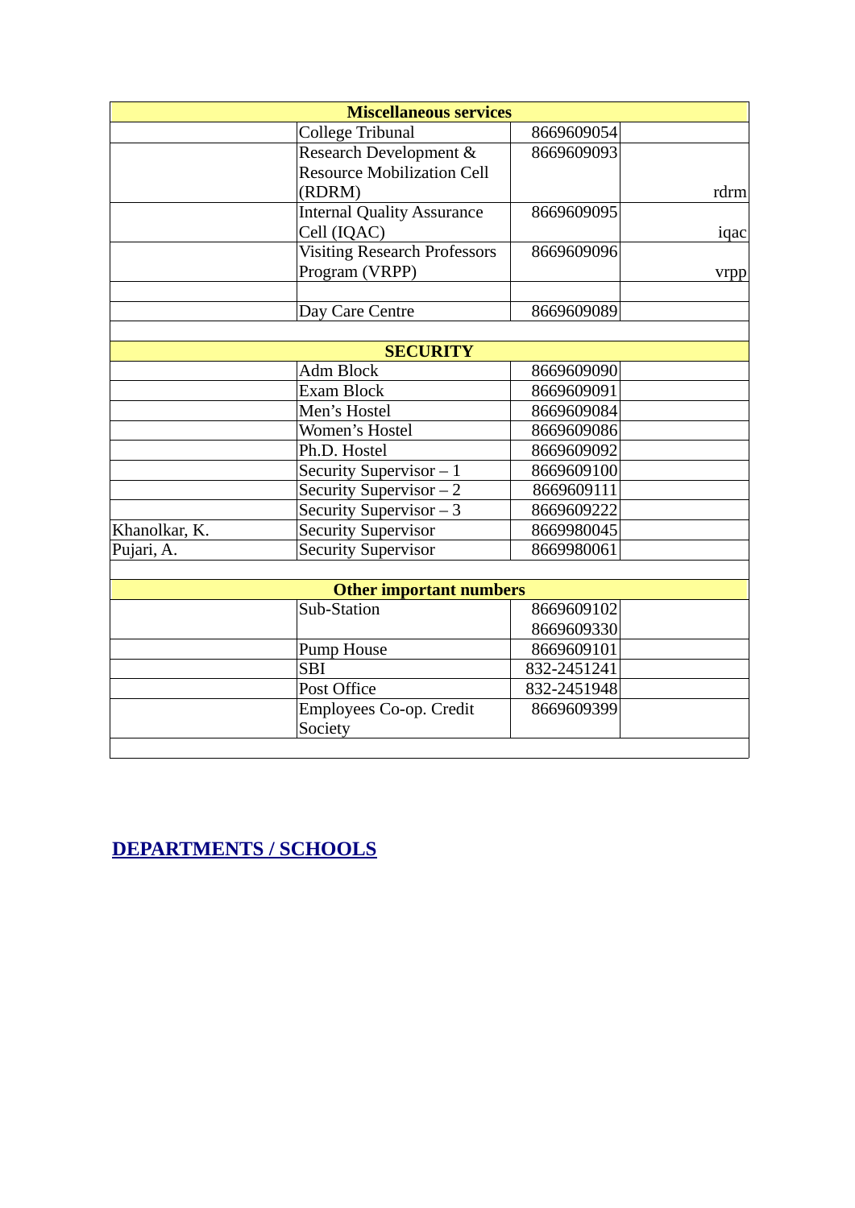| Miscellaneous services | | | |
|---|---|---|---|
| | College Tribunal | 8669609054 | |
| | Research Development & Resource Mobilization Cell (RDRM) | 8669609093 | rdrm |
| | Internal Quality Assurance Cell (IQAC) | 8669609095 | iqac |
| | Visiting Research Professors Program (VRPP) | 8669609096 | vrpp |
| | | | |
| | Day Care Centre | 8669609089 | |
| | | | |
| **SECURITY** | | | |
| | Adm Block | 8669609090 | |
| | Exam Block | 8669609091 | |
| | Men's Hostel | 8669609084 | |
| | Women's Hostel | 8669609086 | |
| | Ph.D. Hostel | 8669609092 | |
| | Security Supervisor – 1 | 8669609100 | |
| | Security Supervisor – 2 | 8669609111 | |
| | Security Supervisor – 3 | 8669609222 | |
| Khanolkar, K. | Security Supervisor | 8669980045 | |
| Pujari, A. | Security Supervisor | 8669980061 | |
| | | | |
| **Other important numbers** | | | |
| | Sub-Station | 8669609102<br>8669609330 | |
| | Pump House | 8669609101 | |
| | SBI | 832-2451241 | |
| | Post Office | 832-2451948 | |
| | Employees Co-op. Credit Society | 8669609399 | |
| | | | |

## DEPARTMENTS / SCHOOLS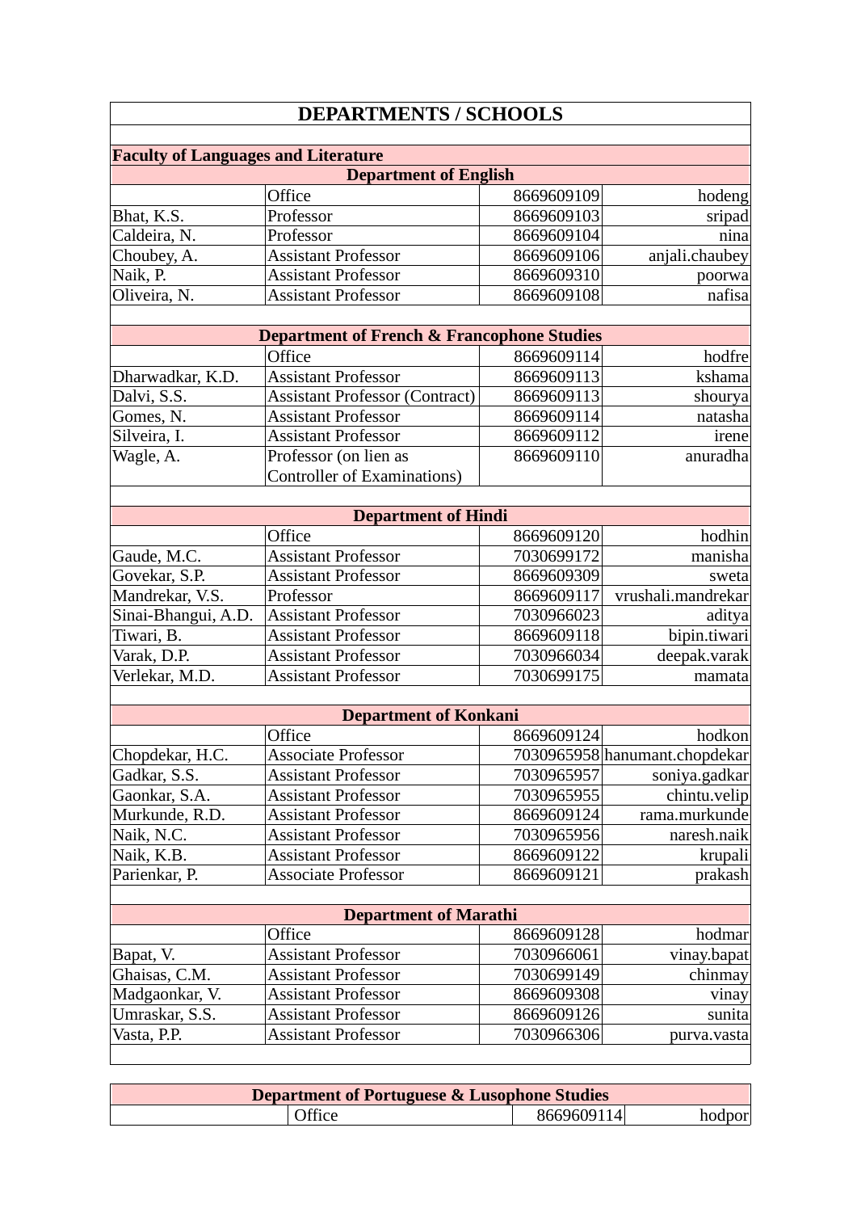# DEPARTMENTS / SCHOOLS

**Faculty of Languages and Literature**

### Department of English

| | | | |
|---|---|---|---|
| | Office | 8669609109 | hodeng |
| Bhat, K.S. | Professor | 8669609103 | sripad |
| Caldeira, N. | Professor | 8669609104 | nina |
| Choubey, A. | Assistant Professor | 8669609106 | anjali.chaubey |
| Naik, P. | Assistant Professor | 8669609310 | poorwa |
| Oliveira, N. | Assistant Professor | 8669609108 | nafisa |

### Department of French & Francophone Studies

| | | | |
|---|---|---|---|
| | Office | 8669609114 | hodfre |
| Dharwadkar, K.D. | Assistant Professor | 8669609113 | kshama |
| Dalvi, S.S. | Assistant Professor (Contract) | 8669609113 | shourya |
| Gomes, N. | Assistant Professor | 8669609114 | natasha |
| Silveira, I. | Assistant Professor | 8669609112 | irene |
| Wagle, A. | Professor (on lien as Controller of Examinations) | 8669609110 | anuradha |

### Department of Hindi

| | | | |
|---|---|---|---|
| | Office | 8669609120 | hodhin |
| Gaude, M.C. | Assistant Professor | 7030699172 | manisha |
| Govekar, S.P. | Assistant Professor | 8669609309 | sweta |
| Mandrekar, V.S. | Professor | 8669609117 | vrushali.mandrekar |
| Sinai-Bhangui, A.D. | Assistant Professor | 7030966023 | aditya |
| Tiwari, B. | Assistant Professor | 8669609118 | bipin.tiwari |
| Varak, D.P. | Assistant Professor | 7030966034 | deepak.varak |
| Verlekar, M.D. | Assistant Professor | 7030699175 | mamata |

### Department of Konkani

| | | | |
|---|---|---|---|
| | Office | 8669609124 | hodkon |
| Chopdekar, H.C. | Associate Professor | 7030965958 | hanumant.chopdekar |
| Gadkar, S.S. | Assistant Professor | 7030965957 | soniya.gadkar |
| Gaonkar, S.A. | Assistant Professor | 7030965955 | chintu.velip |
| Murkunde, R.D. | Assistant Professor | 8669609124 | rama.murkunde |
| Naik, N.C. | Assistant Professor | 7030965956 | naresh.naik |
| Naik, K.B. | Assistant Professor | 8669609122 | krupali |
| Parienkar, P. | Associate Professor | 8669609121 | prakash |

### Department of Marathi

| | | | |
|---|---|---|---|
| | Office | 8669609128 | hodmar |
| Bapat, V. | Assistant Professor | 7030966061 | vinay.bapat |
| Ghaisas, C.M. | Assistant Professor | 7030699149 | chinmay |
| Madgaonkar, V. | Assistant Professor | 8669609308 | vinay |
| Umraskar, S.S. | Assistant Professor | 8669609126 | sunita |
| Vasta, P.P. | Assistant Professor | 7030966306 | purva.vasta |

### Department of Portuguese & Lusophone Studies

| | | | |
|---|---|---|---|
| | Office | 8669609114 | hodpor |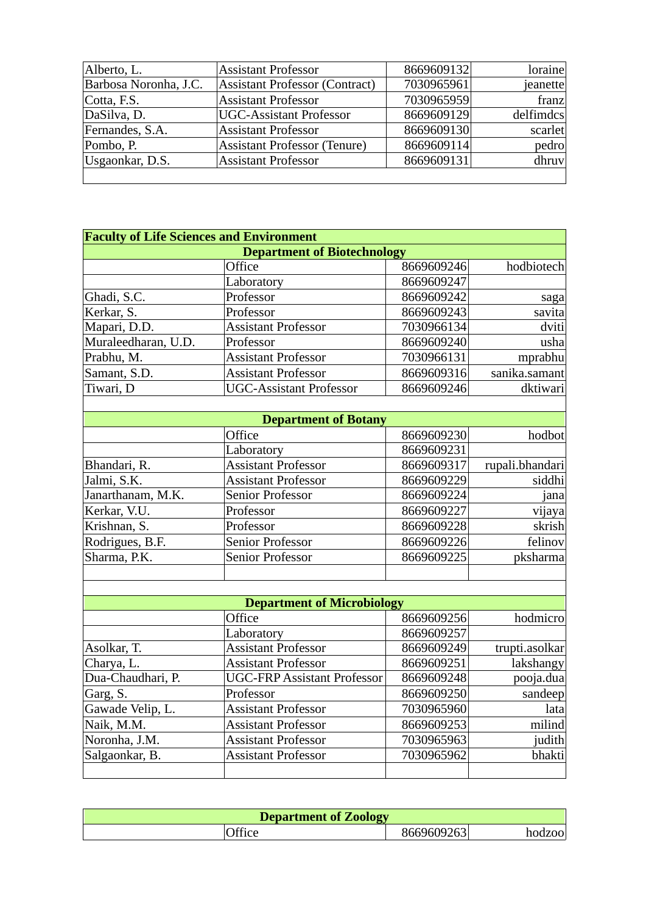| | | | |
|---|---|---|---|
| Alberto, L. | Assistant Professor | 8669609132 | loraine |
| Barbosa Noronha, J.C. | Assistant Professor (Contract) | 7030965961 | jeanette |
| Cotta, F.S. | Assistant Professor | 7030965959 | franz |
| DaSilva, D. | UGC-Assistant Professor | 8669609129 | delfimdcs |
| Fernandes, S.A. | Assistant Professor | 8669609130 | scarlet |
| Pombo, P. | Assistant Professor (Tenure) | 8669609114 | pedro |
| Usgaonkar, D.S. | Assistant Professor | 8669609131 | dhruv |

## Faculty of Life Sciences and Environment

### Department of Biotechnology

| | | | |
|---|---|---|---|
| | Office | 8669609246 | hodbiotech |
| | Laboratory | 8669609247 | |
| Ghadi, S.C. | Professor | 8669609242 | saga |
| Kerkar, S. | Professor | 8669609243 | savita |
| Mapari, D.D. | Assistant Professor | 7030966134 | dviti |
| Muraleedharan, U.D. | Professor | 8669609240 | usha |
| Prabhu, M. | Assistant Professor | 7030966131 | mprabhu |
| Samant, S.D. | Assistant Professor | 8669609316 | sanika.samant |
| Tiwari, D | UGC-Assistant Professor | 8669609246 | dktiwari |

### Department of Botany

| | | | |
|---|---|---|---|
| | Office | 8669609230 | hodbot |
| | Laboratory | 8669609231 | |
| Bhandari, R. | Assistant Professor | 8669609317 | rupali.bhandari |
| Jalmi, S.K. | Assistant Professor | 8669609229 | siddhi |
| Janarthanam, M.K. | Senior Professor | 8669609224 | jana |
| Kerkar, V.U. | Professor | 8669609227 | vijaya |
| Krishnan, S. | Professor | 8669609228 | skrish |
| Rodrigues, B.F. | Senior Professor | 8669609226 | felinov |
| Sharma, P.K. | Senior Professor | 8669609225 | pksharma |

### Department of Microbiology

| | | | |
|---|---|---|---|
| | Office | 8669609256 | hodmicro |
| | Laboratory | 8669609257 | |
| Asolkar, T. | Assistant Professor | 8669609249 | trupti.asolkar |
| Charya, L. | Assistant Professor | 8669609251 | lakshangy |
| Dua-Chaudhari, P. | UGC-FRP Assistant Professor | 8669609248 | pooja.dua |
| Garg, S. | Professor | 8669609250 | sandeep |
| Gawade Velip, L. | Assistant Professor | 7030965960 | lata |
| Naik, M.M. | Assistant Professor | 8669609253 | milind |
| Noronha, J.M. | Assistant Professor | 7030965963 | judith |
| Salgaonkar, B. | Assistant Professor | 7030965962 | bhakti |

### Department of Zoology

| | | | |
|---|---|---|---|
| | Office | 8669609263 | hodzoo |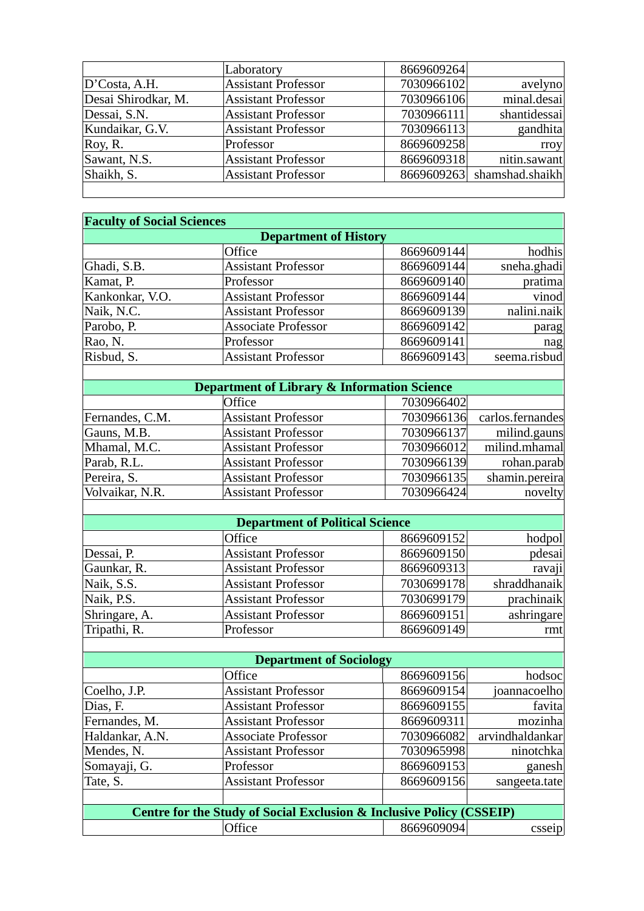| | | | |
|---|---|---|---|
| | Laboratory | 8669609264 | |
| D'Costa, A.H. | Assistant Professor | 7030966102 | avelyno |
| Desai Shirodkar, M. | Assistant Professor | 7030966106 | minal.desai |
| Dessai, S.N. | Assistant Professor | 7030966111 | shantidessai |
| Kundaikar, G.V. | Assistant Professor | 7030966113 | gandhita |
| Roy, R. | Professor | 8669609258 | rroy |
| Sawant, N.S. | Assistant Professor | 8669609318 | nitin.sawant |
| Shaikh, S. | Assistant Professor | 8669609263 | shamshad.shaikh |

| **Faculty of Social Sciences** | | | |
|---|---|---|---|
| **Department of History** | | | |
| | Office | 8669609144 | hodhis |
| Ghadi, S.B. | Assistant Professor | 8669609144 | sneha.ghadi |
| Kamat, P. | Professor | 8669609140 | pratima |
| Kankonkar, V.O. | Assistant Professor | 8669609144 | vinod |
| Naik, N.C. | Assistant Professor | 8669609139 | nalini.naik |
| Parobo, P. | Associate Professor | 8669609142 | parag |
| Rao, N. | Professor | 8669609141 | nag |
| Risbud, S. | Assistant Professor | 8669609143 | seema.risbud |
| | | | |
| **Department of Library & Information Science** | | | |
| | Office | 7030966402 | |
| Fernandes, C.M. | Assistant Professor | 7030966136 | carlos.fernandes |
| Gauns, M.B. | Assistant Professor | 7030966137 | milind.gauns |
| Mhamal, M.C. | Assistant Professor | 7030966012 | milind.mhamal |
| Parab, R.L. | Assistant Professor | 7030966139 | rohan.parab |
| Pereira, S. | Assistant Professor | 7030966135 | shamin.pereira |
| Volvaikar, N.R. | Assistant Professor | 7030966424 | novelty |
| | | | |
| **Department of Political Science** | | | |
| | Office | 8669609152 | hodpol |
| Dessai, P. | Assistant Professor | 8669609150 | pdesai |
| Gaunkar, R. | Assistant Professor | 8669609313 | ravaji |
| Naik, S.S. | Assistant Professor | 7030699178 | shraddhanaik |
| Naik, P.S. | Assistant Professor | 7030699179 | prachinaik |
| Shringare, A. | Assistant Professor | 8669609151 | ashringare |
| Tripathi, R. | Professor | 8669609149 | rmt |
| | | | |
| **Department of Sociology** | | | |
| | Office | 8669609156 | hodsoc |
| Coelho, J.P. | Assistant Professor | 8669609154 | joannacoelho |
| Dias, F. | Assistant Professor | 8669609155 | favita |
| Fernandes, M. | Assistant Professor | 8669609311 | mozinha |
| Haldankar, A.N. | Associate Professor | 7030966082 | arvindhaldankar |
| Mendes, N. | Assistant Professor | 7030965998 | ninotchka |
| Somayaji, G. | Professor | 8669609153 | ganesh |
| Tate, S. | Assistant Professor | 8669609156 | sangeeta.tate |
| | | | |
| **Centre for the Study of Social Exclusion & Inclusive Policy (CSSEIP)** | | | |
| | Office | 8669609094 | csseip |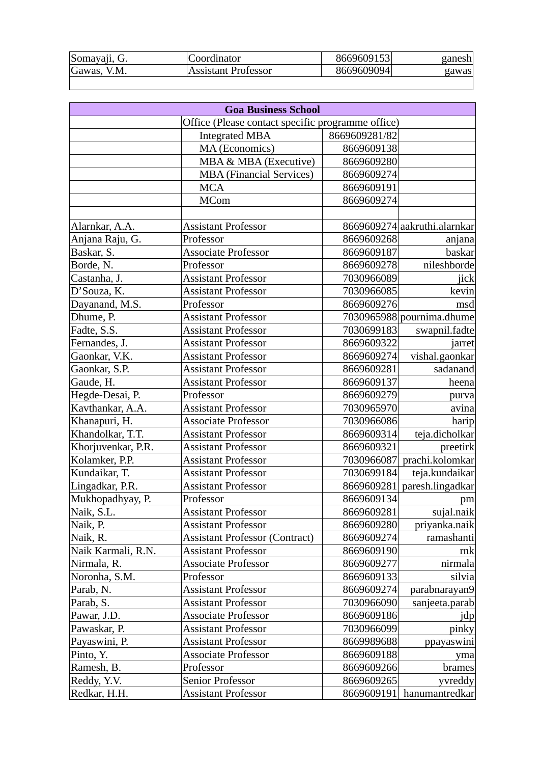| | | | |
|---|---|---|---|
| Somayaji, G. | Coordinator | 8669609153 | ganesh |
| Gawas, V.M. | Assistant Professor | 8669609094 | gawas |
| | | | |

| Goa Business School | | | |
|---|---|---|---|
| | Office (Please contact specific programme office) | | |
| | Integrated MBA | 8669609281/82 | |
| | MA (Economics) | 8669609138 | |
| | MBA & MBA (Executive) | 8669609280 | |
| | MBA (Financial Services) | 8669609274 | |
| | MCA | 8669609191 | |
| | MCom | 8669609274 | |
| | | | |
| Alarnkar, A.A. | Assistant Professor | 8669609274 | aakruthi.alarnkar |
| Anjana Raju, G. | Professor | 8669609268 | anjana |
| Baskar, S. | Associate Professor | 8669609187 | baskar |
| Borde, N. | Professor | 8669609278 | nileshborde |
| Castanha, J. | Assistant Professor | 7030966089 | jick |
| D’Souza, K. | Assistant Professor | 7030966085 | kevin |
| Dayanand, M.S. | Professor | 8669609276 | msd |
| Dhume, P. | Assistant Professor | 7030965988 | pournima.dhume |
| Fadte, S.S. | Assistant Professor | 7030699183 | swapnil.fadte |
| Fernandes, J. | Assistant Professor | 8669609322 | jarret |
| Gaonkar, V.K. | Assistant Professor | 8669609274 | vishal.gaonkar |
| Gaonkar, S.P. | Assistant Professor | 8669609281 | sadanand |
| Gaude, H. | Assistant Professor | 8669609137 | heena |
| Hegde-Desai, P. | Professor | 8669609279 | purva |
| Kavthankar, A.A. | Assistant Professor | 7030965970 | avina |
| Khanapuri, H. | Associate Professor | 7030966086 | harip |
| Khandolkar, T.T. | Assistant Professor | 8669609314 | teja.dicholkar |
| Khorjuvenkar, P.R. | Assistant Professor | 8669609321 | preetirk |
| Kolamker, P.P. | Assistant Professor | 7030966087 | prachi.kolomkar |
| Kundaikar, T. | Assistant Professor | 7030699184 | teja.kundaikar |
| Lingadkar, P.R. | Assistant Professor | 8669609281 | paresh.lingadkar |
| Mukhopadhyay, P. | Professor | 8669609134 | pm |
| Naik, S.L. | Assistant Professor | 8669609281 | sujal.naik |
| Naik, P. | Assistant Professor | 8669609280 | priyanka.naik |
| Naik, R. | Assistant Professor (Contract) | 8669609274 | ramashanti |
| Naik Karmali, R.N. | Assistant Professor | 8669609190 | rnk |
| Nirmala, R. | Associate Professor | 8669609277 | nirmala |
| Noronha, S.M. | Professor | 8669609133 | silvia |
| Parab, N. | Assistant Professor | 8669609274 | parabnarayan9 |
| Parab, S. | Assistant Professor | 7030966090 | sanjeeta.parab |
| Pawar, J.D. | Associate Professor | 8669609186 | jdp |
| Pawaskar, P. | Assistant Professor | 7030966099 | pinky |
| Payaswini, P. | Assistant Professor | 8669989688 | ppayaswini |
| Pinto, Y. | Associate Professor | 8669609188 | yma |
| Ramesh, B. | Professor | 8669609266 | brames |
| Reddy, Y.V. | Senior Professor | 8669609265 | yvreddy |
| Redkar, H.H. | Assistant Professor | 8669609191 | hanumantredkar |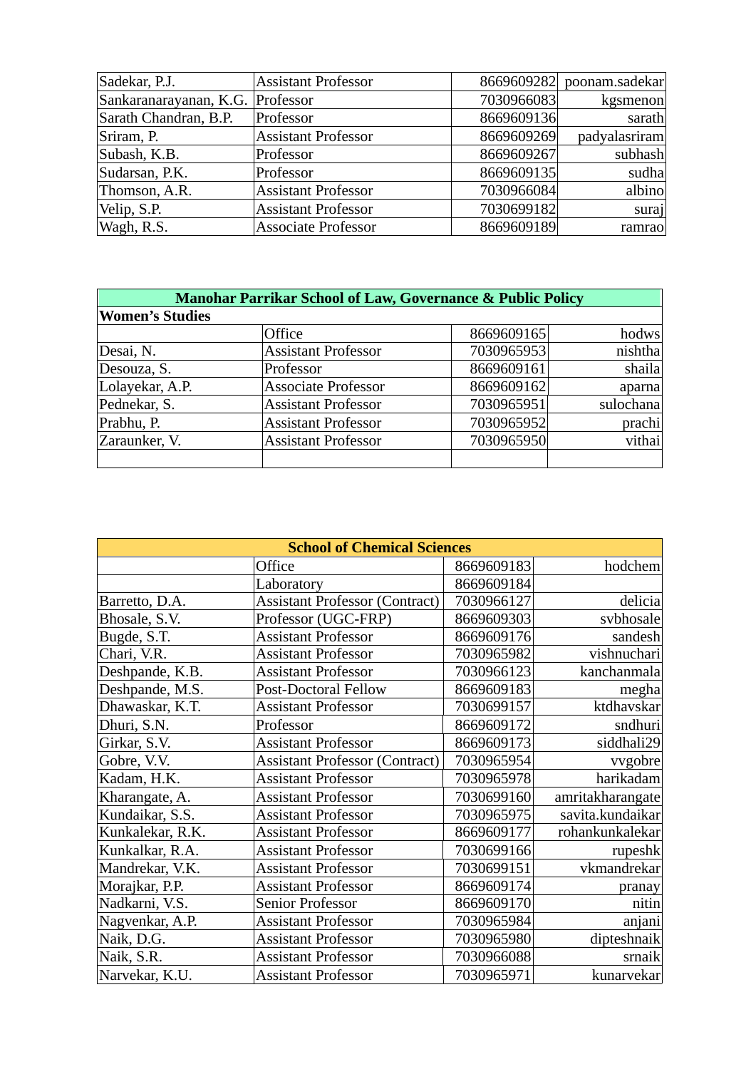| | | | |
|---|---|---|---|
| Sadekar, P.J. | Assistant Professor | 8669609282 | poonam.sadekar |
| Sankaranarayanan, K.G. | Professor | 7030966083 | kgsmenon |
| Sarath Chandran, B.P. | Professor | 8669609136 | sarath |
| Sriram, P. | Assistant Professor | 8669609269 | padyalasriram |
| Subash, K.B. | Professor | 8669609267 | subhash |
| Sudarsan, P.K. | Professor | 8669609135 | sudha |
| Thomson, A.R. | Assistant Professor | 7030966084 | albino |
| Velip, S.P. | Assistant Professor | 7030699182 | suraj |
| Wagh, R.S. | Associate Professor | 8669609189 | ramrao |

| Manohar Parrikar School of Law, Governance & Public Policy | | | |
|---|---|---|---|
| **Women's Studies** | | | |
| | Office | 8669609165 | hodws |
| Desai, N. | Assistant Professor | 7030965953 | nishtha |
| Desouza, S. | Professor | 8669609161 | shaila |
| Lolayekar, A.P. | Associate Professor | 8669609162 | aparna |
| Pednekar, S. | Assistant Professor | 7030965951 | sulochana |
| Prabhu, P. | Assistant Professor | 7030965952 | prachi |
| Zaraunker, V. | Assistant Professor | 7030965950 | vithai |
| | | | |

| School of Chemical Sciences | | | |
|---|---|---|---|
| | Office | 8669609183 | hodchem |
| | Laboratory | 8669609184 | |
| Barretto, D.A. | Assistant Professor (Contract) | 7030966127 | delicia |
| Bhosale, S.V. | Professor (UGC-FRP) | 8669609303 | svbhosale |
| Bugde, S.T. | Assistant Professor | 8669609176 | sandesh |
| Chari, V.R. | Assistant Professor | 7030965982 | vishnuchari |
| Deshpande, K.B. | Assistant Professor | 7030966123 | kanchanmala |
| Deshpande, M.S. | Post-Doctoral Fellow | 8669609183 | megha |
| Dhawaskar, K.T. | Assistant Professor | 7030699157 | ktdhavskar |
| Dhuri, S.N. | Professor | 8669609172 | sndhuri |
| Girkar, S.V. | Assistant Professor | 8669609173 | siddhali29 |
| Gobre, V.V. | Assistant Professor (Contract) | 7030965954 | vvgobre |
| Kadam, H.K. | Assistant Professor | 7030965978 | harikadam |
| Kharangate, A. | Assistant Professor | 7030699160 | amritakharangate |
| Kundaikar, S.S. | Assistant Professor | 7030965975 | savita.kundaikar |
| Kunkalekar, R.K. | Assistant Professor | 8669609177 | rohankunkalekar |
| Kunkalkar, R.A. | Assistant Professor | 7030699166 | rupeshk |
| Mandrekar, V.K. | Assistant Professor | 7030699151 | vkmandrekar |
| Morajkar, P.P. | Assistant Professor | 8669609174 | pranay |
| Nadkarni, V.S. | Senior Professor | 8669609170 | nitin |
| Nagvenkar, A.P. | Assistant Professor | 7030965984 | anjani |
| Naik, D.G. | Assistant Professor | 7030965980 | dipteshnaik |
| Naik, S.R. | Assistant Professor | 7030966088 | srnaik |
| Narvekar, K.U. | Assistant Professor | 7030965971 | kunarvekar |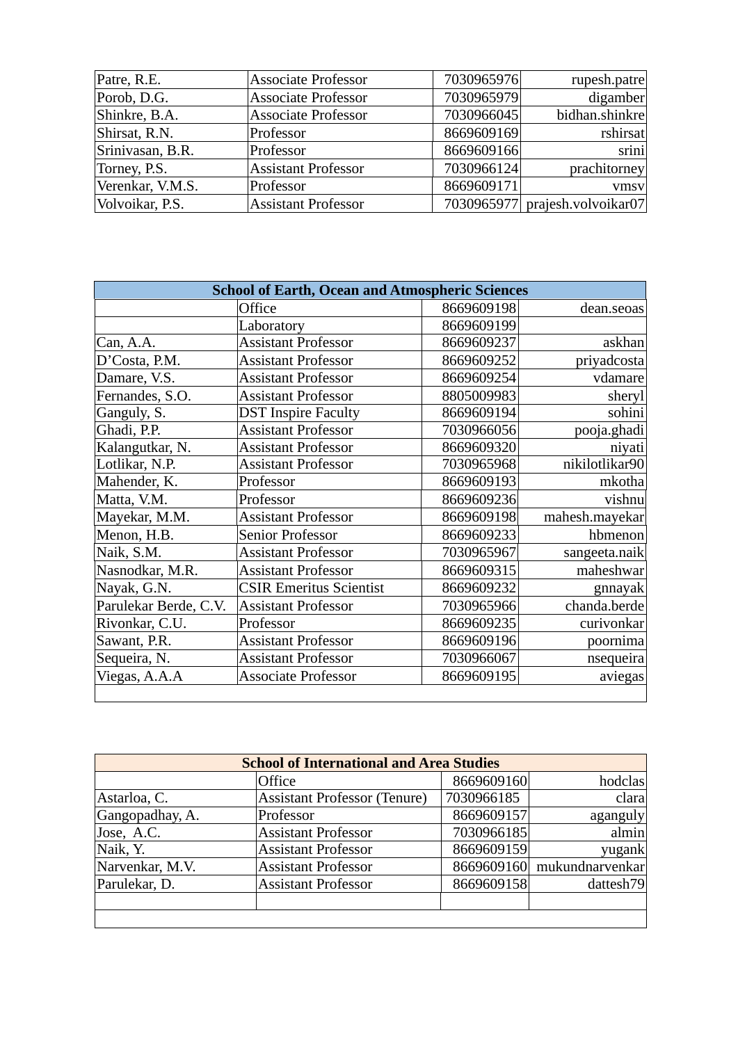| | | | |
|---|---|---|---|
| Patre, R.E. | Associate Professor | 7030965976 | rupesh.patre |
| Porob, D.G. | Associate Professor | 7030965979 | digamber |
| Shinkre, B.A. | Associate Professor | 7030966045 | bidhan.shinkre |
| Shirsat, R.N. | Professor | 8669609169 | rshirsat |
| Srinivasan, B.R. | Professor | 8669609166 | srini |
| Torney, P.S. | Assistant Professor | 7030966124 | prachitorney |
| Verenkar, V.M.S. | Professor | 8669609171 | vmsv |
| Volvoikar, P.S. | Assistant Professor | 7030965977 | prajesh.volvoikar07 |

| School of Earth, Ocean and Atmospheric Sciences | | | |
|---|---|---|---|
| | Office | 8669609198 | dean.seoas |
| | Laboratory | 8669609199 | |
| Can, A.A. | Assistant Professor | 8669609237 | askhan |
| D'Costa, P.M. | Assistant Professor | 8669609252 | priyadcosta |
| Damare, V.S. | Assistant Professor | 8669609254 | vdamare |
| Fernandes, S.O. | Assistant Professor | 8805009983 | sheryl |
| Ganguly, S. | DST Inspire Faculty | 8669609194 | sohini |
| Ghadi, P.P. | Assistant Professor | 7030966056 | pooja.ghadi |
| Kalangutkar, N. | Assistant Professor | 8669609320 | niyati |
| Lotlikar, N.P. | Assistant Professor | 7030965968 | nikilotlikar90 |
| Mahender, K. | Professor | 8669609193 | mkotha |
| Matta, V.M. | Professor | 8669609236 | vishnu |
| Mayekar, M.M. | Assistant Professor | 8669609198 | mahesh.mayekar |
| Menon, H.B. | Senior Professor | 8669609233 | hbmenon |
| Naik, S.M. | Assistant Professor | 7030965967 | sangeeta.naik |
| Nasnodkar, M.R. | Assistant Professor | 8669609315 | maheshwar |
| Nayak, G.N. | CSIR Emeritus Scientist | 8669609232 | gnnayak |
| Parulekar Berde, C.V. | Assistant Professor | 7030965966 | chanda.berde |
| Rivonkar, C.U. | Professor | 8669609235 | curivonkar |
| Sawant, P.R. | Assistant Professor | 8669609196 | poornima |
| Sequeira, N. | Assistant Professor | 7030966067 | nsequeira |
| Viegas, A.A.A | Associate Professor | 8669609195 | aviegas |
| | | | |

| School of International and Area Studies | | | |
|---|---|---|---|
| | Office | 8669609160 | hodclas |
| Astarloa, C. | Assistant Professor (Tenure) | 7030966185 | clara |
| Gangopadhay, A. | Professor | 8669609157 | aganguly |
| Jose, A.C. | Assistant Professor | 7030966185 | almin |
| Naik, Y. | Assistant Professor | 8669609159 | yugank |
| Narvenkar, M.V. | Assistant Professor | 8669609160 | mukundnarvenkar |
| Parulekar, D. | Assistant Professor | 8669609158 | dattesh79 |
| | | | |
| | | | |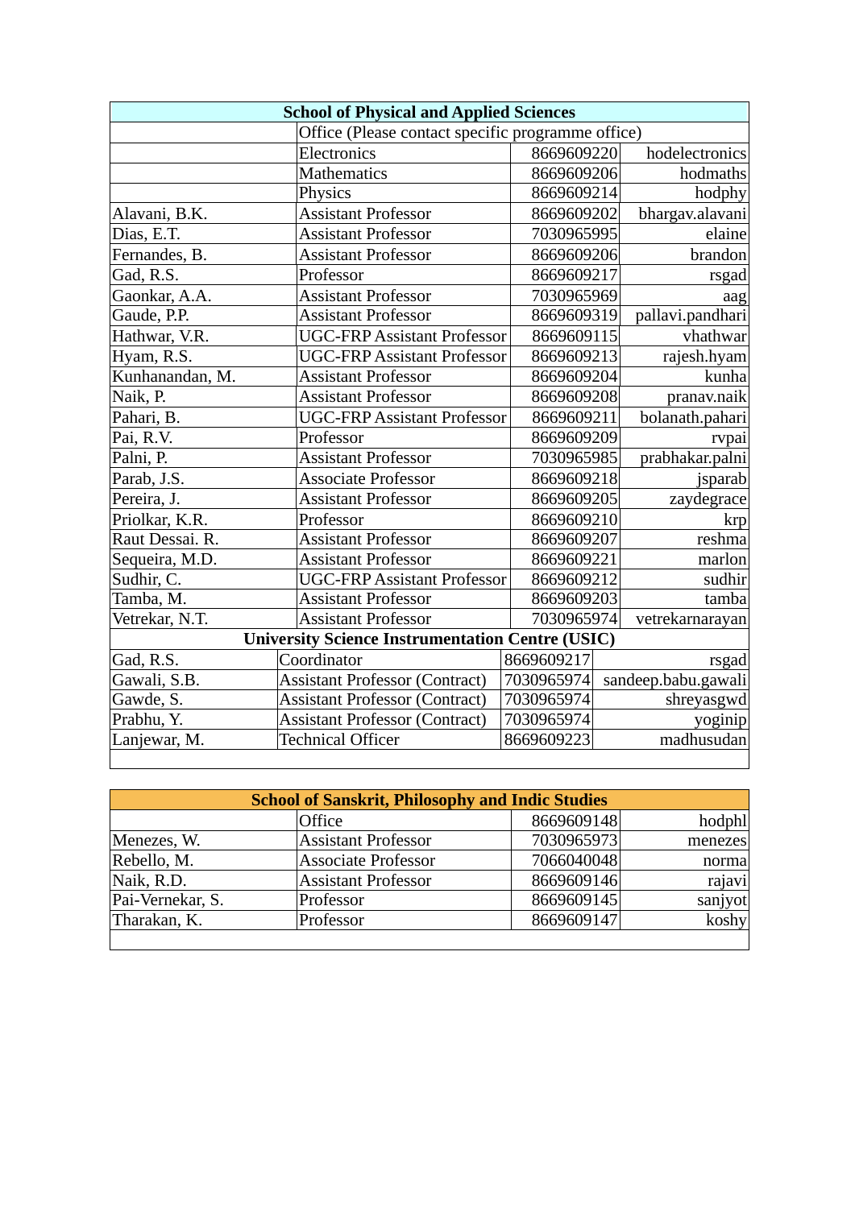| School of Physical and Applied Sciences | | | |
|---|---|---|---|
| | Office (Please contact specific programme office) | | |
| | Electronics | 8669609220 | hodelectronics |
| | Mathematics | 8669609206 | hodmaths |
| | Physics | 8669609214 | hodphy |
| Alavani, B.K. | Assistant Professor | 8669609202 | bhargav.alavani |
| Dias, E.T. | Assistant Professor | 7030965995 | elaine |
| Fernandes, B. | Assistant Professor | 8669609206 | brandon |
| Gad, R.S. | Professor | 8669609217 | rsgad |
| Gaonkar, A.A. | Assistant Professor | 7030965969 | aag |
| Gaude, P.P. | Assistant Professor | 8669609319 | pallavi.pandhari |
| Hathwar, V.R. | UGC-FRP Assistant Professor | 8669609115 | vhathwar |
| Hyam, R.S. | UGC-FRP Assistant Professor | 8669609213 | rajesh.hyam |
| Kunhanandan, M. | Assistant Professor | 8669609204 | kunha |
| Naik, P. | Assistant Professor | 8669609208 | pranav.naik |
| Pahari, B. | UGC-FRP Assistant Professor | 8669609211 | bolanath.pahari |
| Pai, R.V. | Professor | 8669609209 | rvpai |
| Palni, P. | Assistant Professor | 7030965985 | prabhakar.palni |
| Parab, J.S. | Associate Professor | 8669609218 | jsparab |
| Pereira, J. | Assistant Professor | 8669609205 | zaydegrace |
| Priolkar, K.R. | Professor | 8669609210 | krp |
| Raut Dessai. R. | Assistant Professor | 8669609207 | reshma |
| Sequeira, M.D. | Assistant Professor | 8669609221 | marlon |
| Sudhir, C. | UGC-FRP Assistant Professor | 8669609212 | sudhir |
| Tamba, M. | Assistant Professor | 8669609203 | tamba |
| Vetrekar, N.T. | Assistant Professor | 7030965974 | vetrekarnarayan |
| **University Science Instrumentation Centre (USIC)** | | | |
| Gad, R.S. | Coordinator | 8669609217 | rsgad |
| Gawali, S.B. | Assistant Professor (Contract) | 7030965974 | sandeep.babu.gawali |
| Gawde, S. | Assistant Professor (Contract) | 7030965974 | shreyasgwd |
| Prabhu, Y. | Assistant Professor (Contract) | 7030965974 | yoginip |
| Lanjewar, M. | Technical Officer | 8669609223 | madhusudan |

| School of Sanskrit, Philosophy and Indic Studies | | | |
|---|---|---|---|
| | Office | 8669609148 | hodphl |
| Menezes, W. | Assistant Professor | 7030965973 | menezes |
| Rebello, M. | Associate Professor | 7066040048 | norma |
| Naik, R.D. | Assistant Professor | 8669609146 | rajavi |
| Pai-Vernekar, S. | Professor | 8669609145 | sanjyot |
| Tharakan, K. | Professor | 8669609147 | koshy |